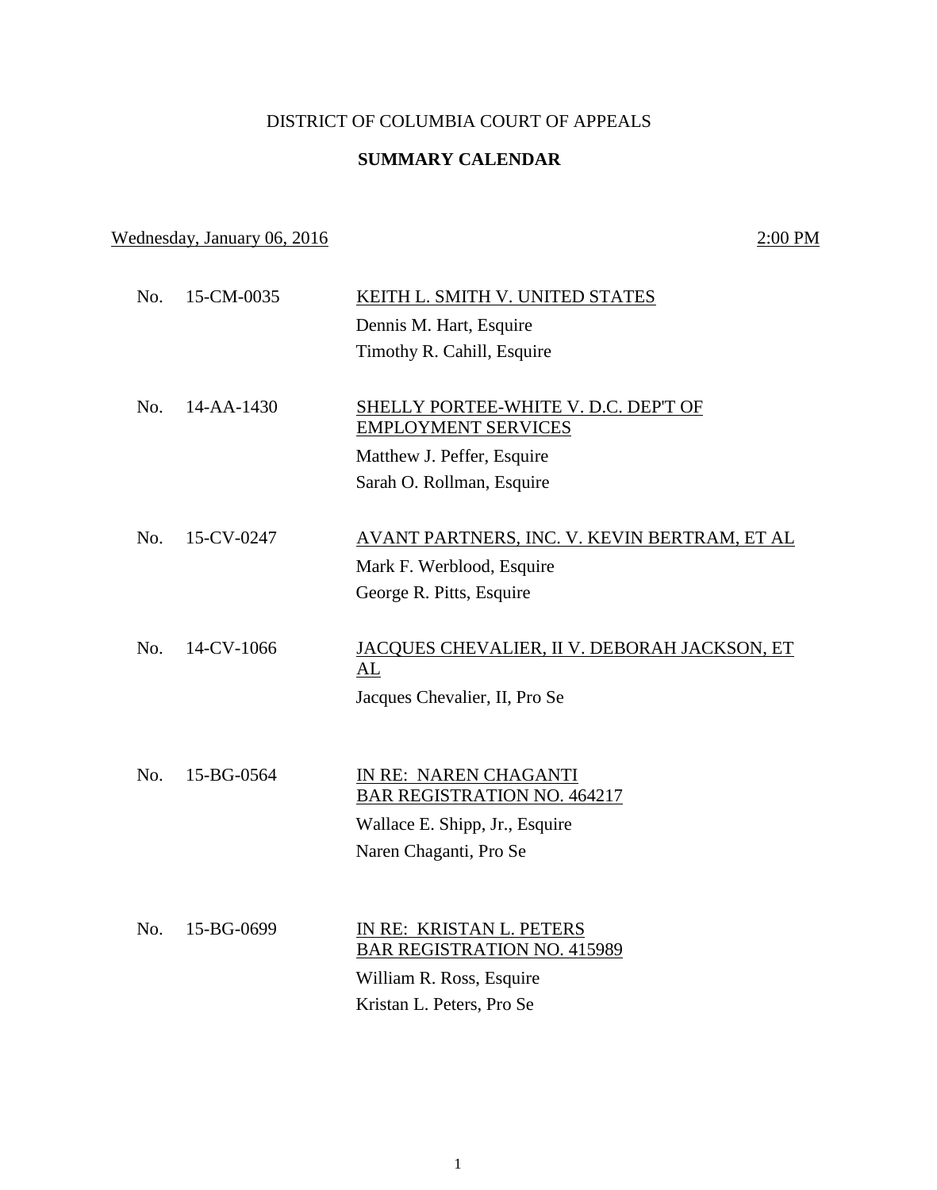DISTRICT OF COLUMBIA COURT OF APPEALS

**SUMMARY CALENDAR**

Wednesday, January 06, 2016 | 2:00 PM

| No. | Case | Parties / Counsel |
| --- | --- | --- |
| No. | 15-CM-0035 | KEITH L. SMITH V. UNITED STATES<br>Dennis M. Hart, Esquire<br>Timothy R. Cahill, Esquire |
| No. | 14-AA-1430 | SHELLY PORTEE-WHITE V. D.C. DEP'T OF EMPLOYMENT SERVICES<br>Matthew J. Peffer, Esquire<br>Sarah O. Rollman, Esquire |
| No. | 15-CV-0247 | AVANT PARTNERS, INC. V. KEVIN BERTRAM, ET AL<br>Mark F. Werblood, Esquire<br>George R. Pitts, Esquire |
| No. | 14-CV-1066 | JACQUES CHEVALIER, II V. DEBORAH JACKSON, ET AL<br>Jacques Chevalier, II, Pro Se |
| No. | 15-BG-0564 | IN RE: NAREN CHAGANTI<br>BAR REGISTRATION NO. 464217<br>Wallace E. Shipp, Jr., Esquire<br>Naren Chaganti, Pro Se |
| No. | 15-BG-0699 | IN RE: KRISTAN L. PETERS<br>BAR REGISTRATION NO. 415989<br>William R. Ross, Esquire<br>Kristan L. Peters, Pro Se |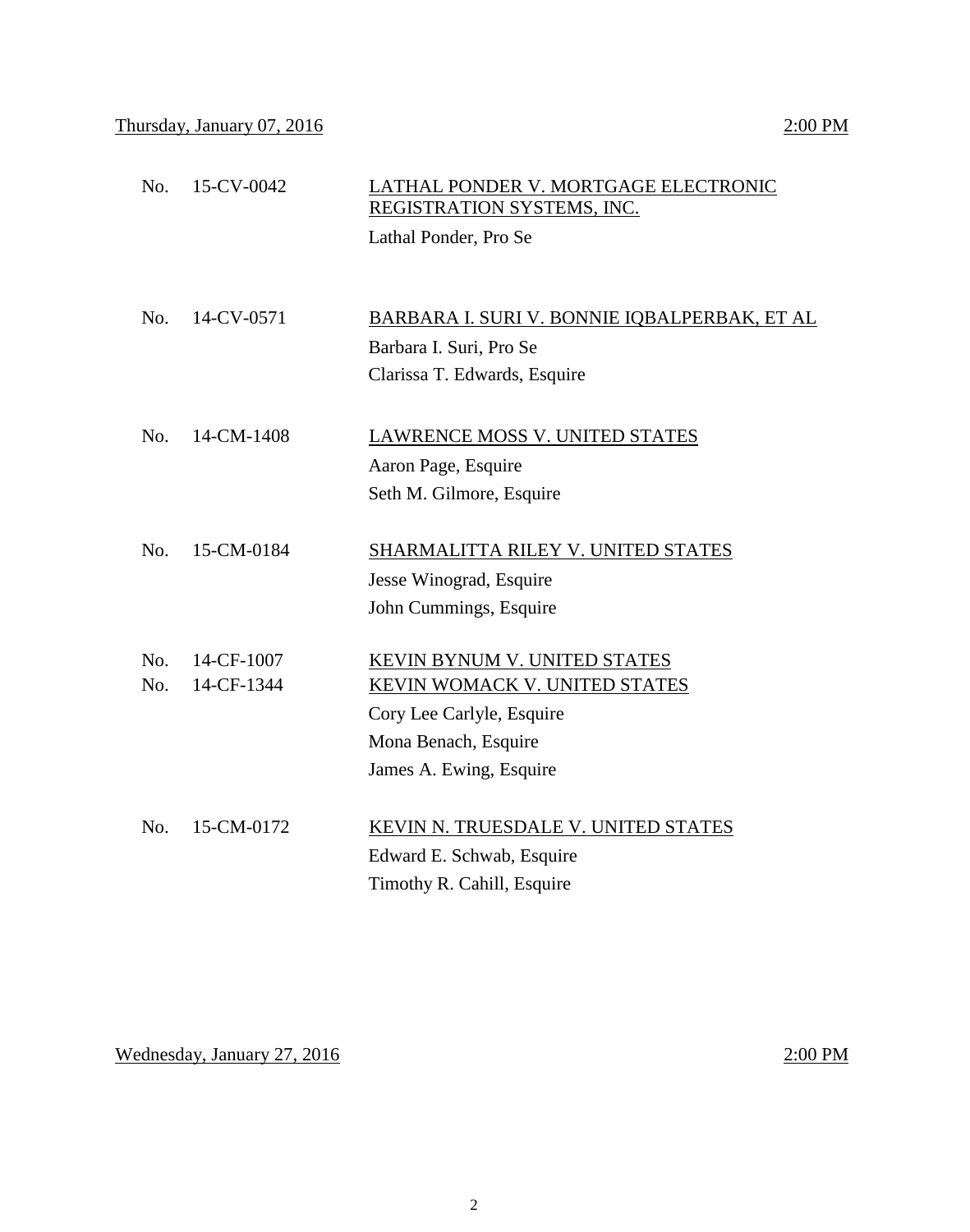Thursday, January 07, 2016 2:00 PM

No. 15-CV-0042 LATHAL PONDER V. MORTGAGE ELECTRONIC REGISTRATION SYSTEMS, INC.

Lathal Ponder, Pro Se

No. 14-CV-0571 BARBARA I. SURI V. BONNIE IQBALPERBAK, ET AL

Barbara I. Suri, Pro Se

Clarissa T. Edwards, Esquire

No. 14-CM-1408 LAWRENCE MOSS V. UNITED STATES

Aaron Page, Esquire

Seth M. Gilmore, Esquire

No. 15-CM-0184 SHARMALITTA RILEY V. UNITED STATES

Jesse Winograd, Esquire

John Cummings, Esquire

No. 14-CF-1007 KEVIN BYNUM V. UNITED STATES

No. 14-CF-1344 KEVIN WOMACK V. UNITED STATES

Cory Lee Carlyle, Esquire

Mona Benach, Esquire

James A. Ewing, Esquire

No. 15-CM-0172 KEVIN N. TRUESDALE V. UNITED STATES

Edward E. Schwab, Esquire

Timothy R. Cahill, Esquire

Wednesday, January 27, 2016 2:00 PM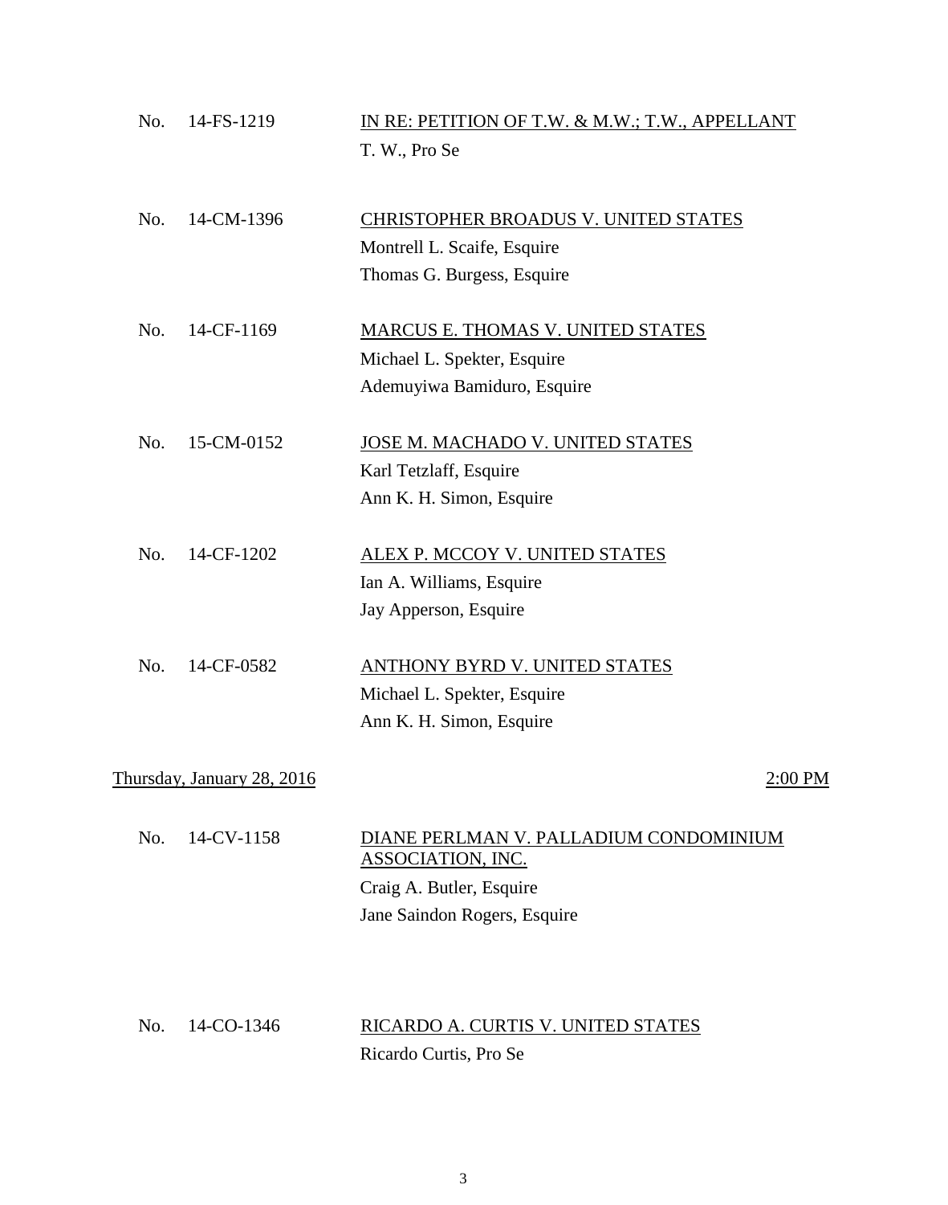No. 14-FS-1219 — <u>IN RE: PETITION OF T.W. & M.W.; T.W., APPELLANT</u>
T. W., Pro Se

No. 14-CM-1396 — <u>CHRISTOPHER BROADUS V. UNITED STATES</u>
Montrell L. Scaife, Esquire
Thomas G. Burgess, Esquire

No. 14-CF-1169 — <u>MARCUS E. THOMAS V. UNITED STATES</u>
Michael L. Spekter, Esquire
Ademuyiwa Bamiduro, Esquire

No. 15-CM-0152 — <u>JOSE M. MACHADO V. UNITED STATES</u>
Karl Tetzlaff, Esquire
Ann K. H. Simon, Esquire

No. 14-CF-1202 — <u>ALEX P. MCCOY V. UNITED STATES</u>
Ian A. Williams, Esquire
Jay Apperson, Esquire

No. 14-CF-0582 — <u>ANTHONY BYRD V. UNITED STATES</u>
Michael L. Spekter, Esquire
Ann K. H. Simon, Esquire

<u>Thursday, January 28, 2016</u> — <u>2:00 PM</u>

No. 14-CV-1158 — <u>DIANE PERLMAN V. PALLADIUM CONDOMINIUM ASSOCIATION, INC.</u>
Craig A. Butler, Esquire
Jane Saindon Rogers, Esquire

No. 14-CO-1346 — <u>RICARDO A. CURTIS V. UNITED STATES</u>
Ricardo Curtis, Pro Se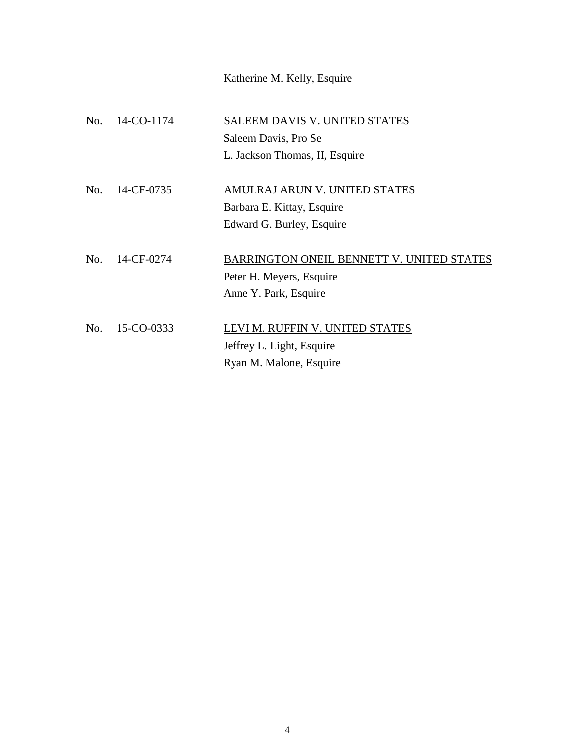Katherine M. Kelly, Esquire

No. 14-CO-1174 <u>SALEEM DAVIS V. UNITED STATES</u>
Saleem Davis, Pro Se
L. Jackson Thomas, II, Esquire

No. 14-CF-0735 <u>AMULRAJ ARUN V. UNITED STATES</u>
Barbara E. Kittay, Esquire
Edward G. Burley, Esquire

No. 14-CF-0274 <u>BARRINGTON ONEIL BENNETT V. UNITED STATES</u>
Peter H. Meyers, Esquire
Anne Y. Park, Esquire

No. 15-CO-0333 <u>LEVI M. RUFFIN V. UNITED STATES</u>
Jeffrey L. Light, Esquire
Ryan M. Malone, Esquire